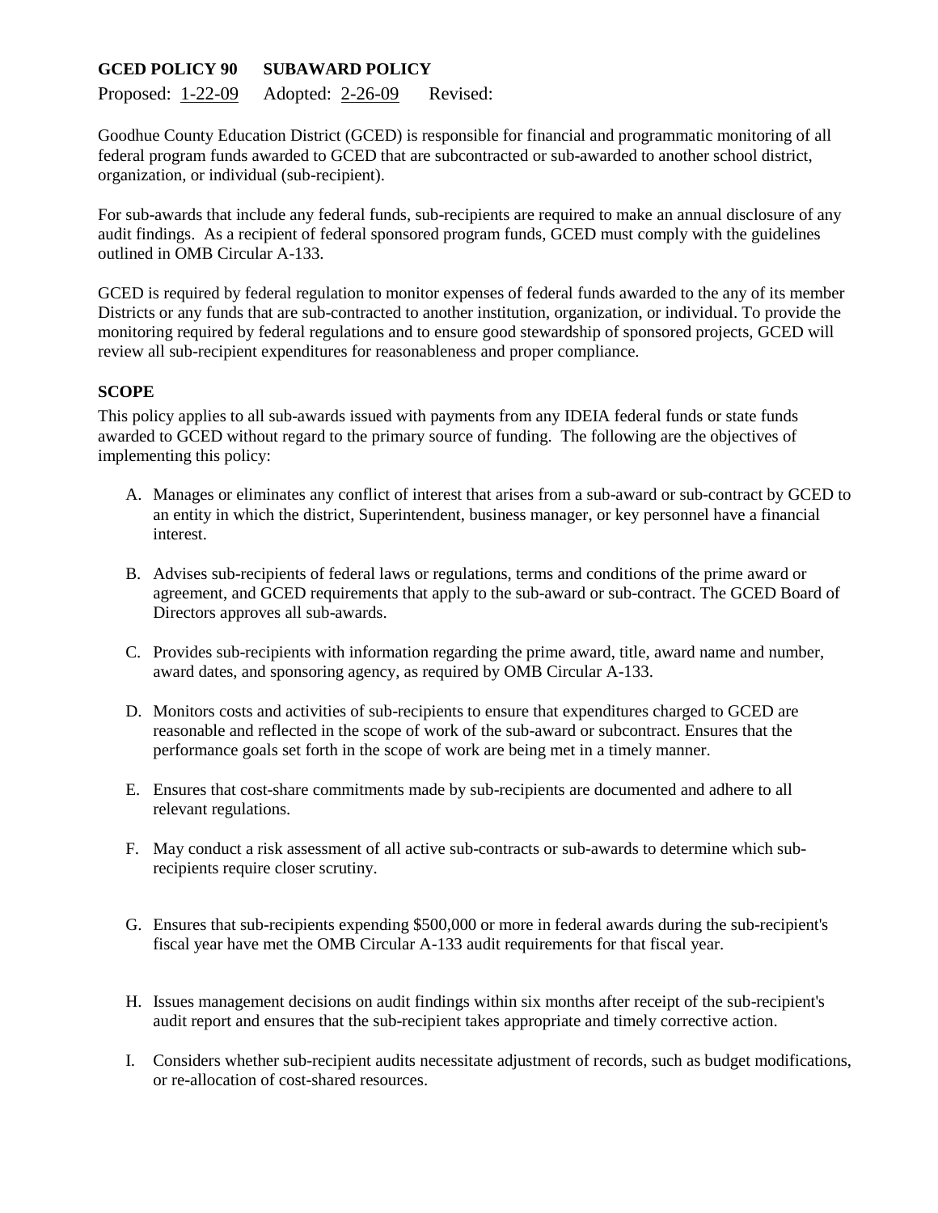**GCED POLICY 90 SUBAWARD POLICY**

Proposed: 1-22-09 Adopted: 2-26-09 Revised:

Goodhue County Education District (GCED) is responsible for financial and programmatic monitoring of all federal program funds awarded to GCED that are subcontracted or sub-awarded to another school district, organization, or individual (sub-recipient).

For sub-awards that include any federal funds, sub-recipients are required to make an annual disclosure of any audit findings. As a recipient of federal sponsored program funds, GCED must comply with the guidelines outlined in OMB Circular A-133.

GCED is required by federal regulation to monitor expenses of federal funds awarded to the any of its member Districts or any funds that are sub-contracted to another institution, organization, or individual. To provide the monitoring required by federal regulations and to ensure good stewardship of sponsored projects, GCED will review all sub-recipient expenditures for reasonableness and proper compliance.

**SCOPE**

This policy applies to all sub-awards issued with payments from any IDEIA federal funds or state funds awarded to GCED without regard to the primary source of funding. The following are the objectives of implementing this policy:

A. Manages or eliminates any conflict of interest that arises from a sub-award or sub-contract by GCED to an entity in which the district, Superintendent, business manager, or key personnel have a financial interest.

B. Advises sub-recipients of federal laws or regulations, terms and conditions of the prime award or agreement, and GCED requirements that apply to the sub-award or sub-contract. The GCED Board of Directors approves all sub-awards.

C. Provides sub-recipients with information regarding the prime award, title, award name and number, award dates, and sponsoring agency, as required by OMB Circular A-133.

D. Monitors costs and activities of sub-recipients to ensure that expenditures charged to GCED are reasonable and reflected in the scope of work of the sub-award or subcontract. Ensures that the performance goals set forth in the scope of work are being met in a timely manner.

E. Ensures that cost-share commitments made by sub-recipients are documented and adhere to all relevant regulations.

F. May conduct a risk assessment of all active sub-contracts or sub-awards to determine which sub-recipients require closer scrutiny.

G. Ensures that sub-recipients expending $500,000 or more in federal awards during the sub-recipient's fiscal year have met the OMB Circular A-133 audit requirements for that fiscal year.

H. Issues management decisions on audit findings within six months after receipt of the sub-recipient's audit report and ensures that the sub-recipient takes appropriate and timely corrective action.

I. Considers whether sub-recipient audits necessitate adjustment of records, such as budget modifications, or re-allocation of cost-shared resources.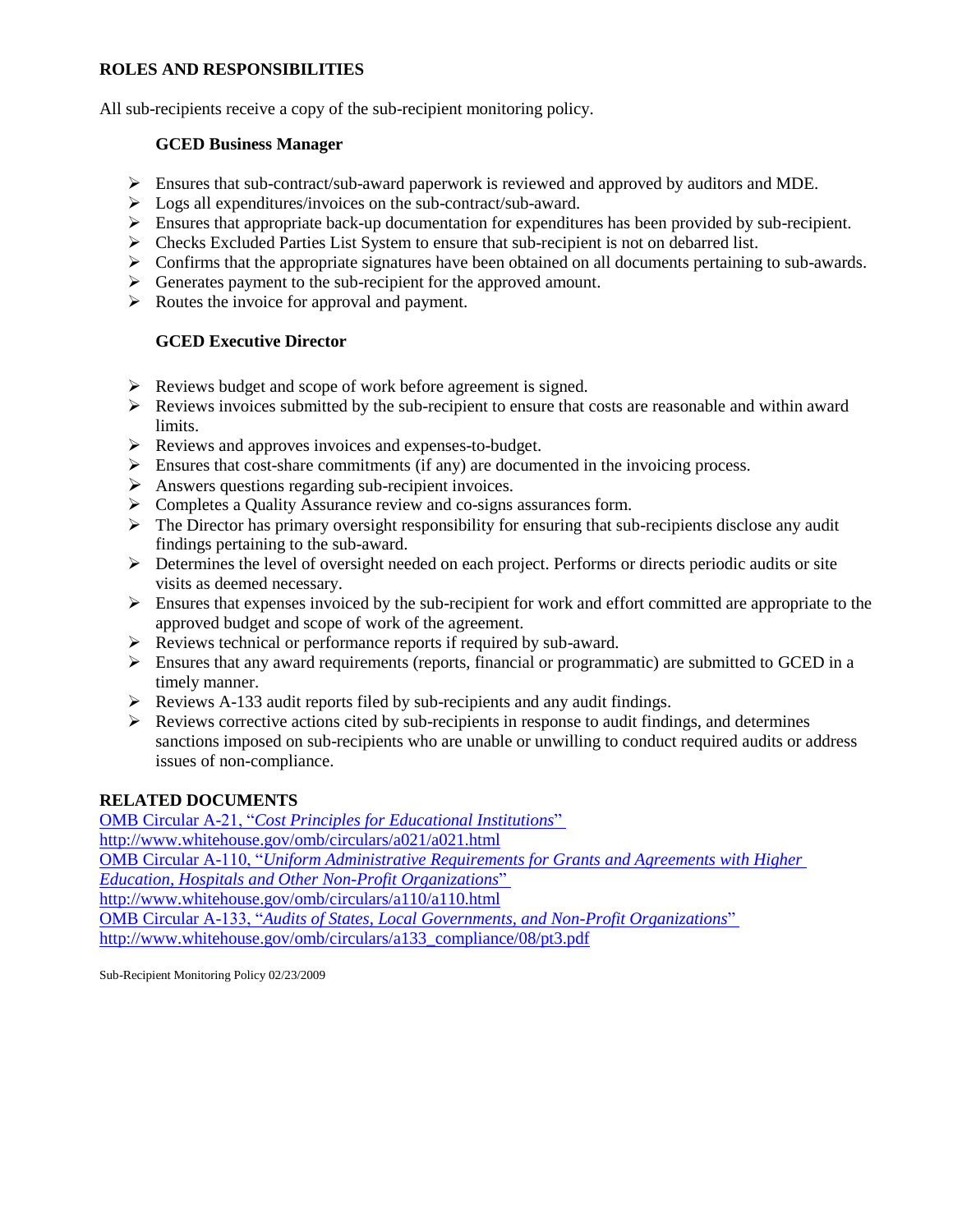## ROLES AND RESPONSIBILITIES

All sub-recipients receive a copy of the sub-recipient monitoring policy.

### GCED Business Manager

- Ensures that sub-contract/sub-award paperwork is reviewed and approved by auditors and MDE.
- Logs all expenditures/invoices on the sub-contract/sub-award.
- Ensures that appropriate back-up documentation for expenditures has been provided by sub-recipient.
- Checks Excluded Parties List System to ensure that sub-recipient is not on debarred list.
- Confirms that the appropriate signatures have been obtained on all documents pertaining to sub-awards.
- Generates payment to the sub-recipient for the approved amount.
- Routes the invoice for approval and payment.

### GCED Executive Director

- Reviews budget and scope of work before agreement is signed.
- Reviews invoices submitted by the sub-recipient to ensure that costs are reasonable and within award limits.
- Reviews and approves invoices and expenses-to-budget.
- Ensures that cost-share commitments (if any) are documented in the invoicing process.
- Answers questions regarding sub-recipient invoices.
- Completes a Quality Assurance review and co-signs assurances form.
- The Director has primary oversight responsibility for ensuring that sub-recipients disclose any audit findings pertaining to the sub-award.
- Determines the level of oversight needed on each project. Performs or directs periodic audits or site visits as deemed necessary.
- Ensures that expenses invoiced by the sub-recipient for work and effort committed are appropriate to the approved budget and scope of work of the agreement.
- Reviews technical or performance reports if required by sub-award.
- Ensures that any award requirements (reports, financial or programmatic) are submitted to GCED in a timely manner.
- Reviews A-133 audit reports filed by sub-recipients and any audit findings.
- Reviews corrective actions cited by sub-recipients in response to audit findings, and determines sanctions imposed on sub-recipients who are unable or unwilling to conduct required audits or address issues of non-compliance.

## RELATED DOCUMENTS

OMB Circular A-21, "*Cost Principles for Educational Institutions*"
http://www.whitehouse.gov/omb/circulars/a021/a021.html
OMB Circular A-110, "*Uniform Administrative Requirements for Grants and Agreements with Higher Education, Hospitals and Other Non-Profit Organizations*"
http://www.whitehouse.gov/omb/circulars/a110/a110.html
OMB Circular A-133, "*Audits of States, Local Governments, and Non-Profit Organizations*"
http://www.whitehouse.gov/omb/circulars/a133_compliance/08/pt3.pdf